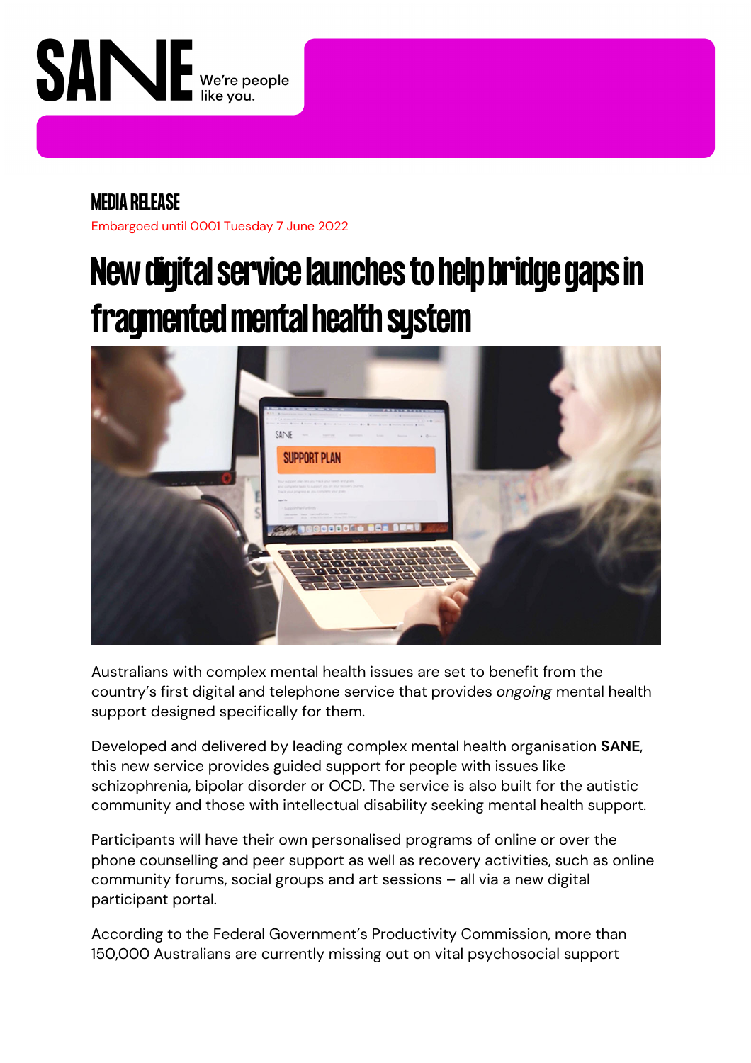SANE We're people like you.

**MEDIA RELEASE**

Embargoed until 0001 Tuesday 7 June 2022

# New digital service launches to help bridge gaps in fragmented mental health system

Australians with complex mental health issues are set to benefit from the country's first digital and telephone service that provides *ongoing* mental health support designed specifically for them.

Developed and delivered by leading complex mental health organisation **SANE**, this new service provides guided support for people with issues like schizophrenia, bipolar disorder or OCD. The service is also built for the autistic community and those with intellectual disability seeking mental health support.

Participants will have their own personalised programs of online or over the phone counselling and peer support as well as recovery activities, such as online community forums, social groups and art sessions – all via a new digital participant portal.

According to the Federal Government's Productivity Commission, more than 150,000 Australians are currently missing out on vital psychosocial support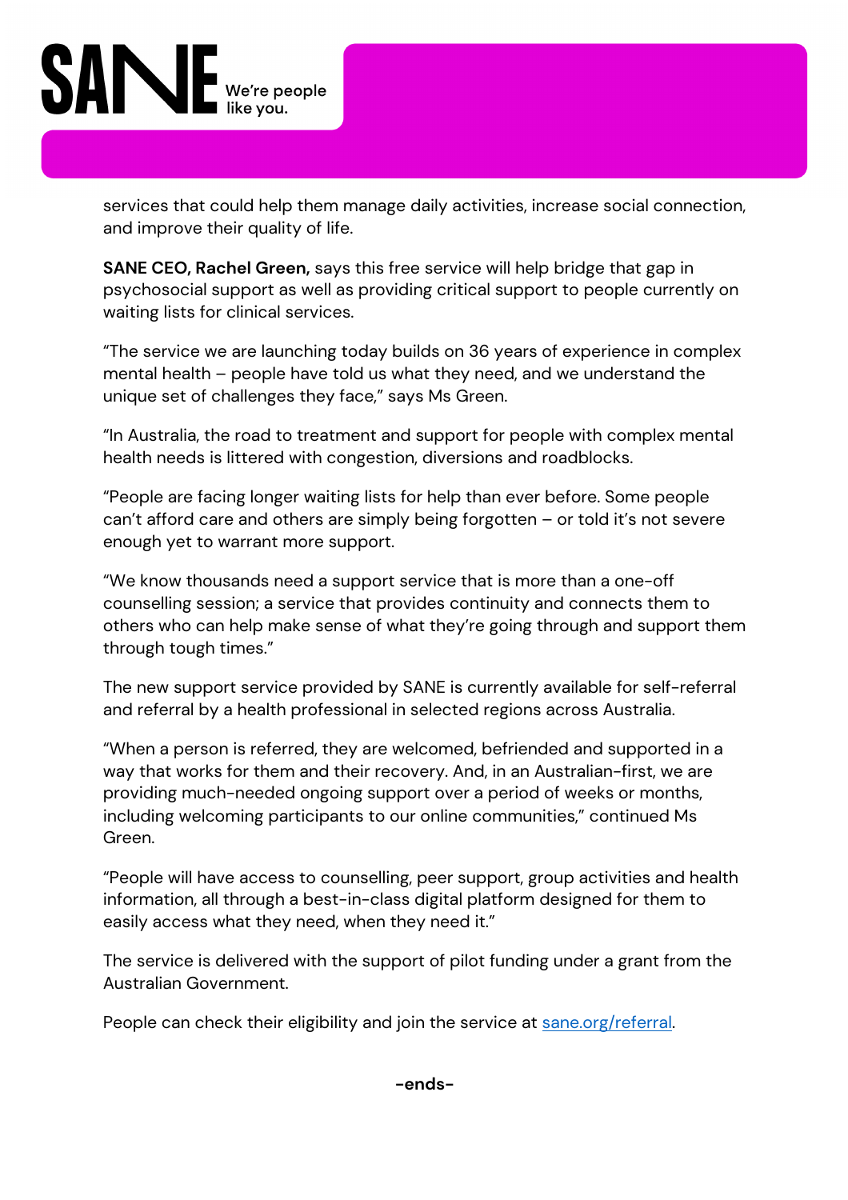services that could help them manage daily activities, increase social connection, and improve their quality of life.

**SANE CEO, Rachel Green,** says this free service will help bridge that gap in psychosocial support as well as providing critical support to people currently on waiting lists for clinical services.

"The service we are launching today builds on 36 years of experience in complex mental health – people have told us what they need, and we understand the unique set of challenges they face," says Ms Green.

"In Australia, the road to treatment and support for people with complex mental health needs is littered with congestion, diversions and roadblocks.

"People are facing longer waiting lists for help than ever before. Some people can't afford care and others are simply being forgotten – or told it's not severe enough yet to warrant more support.

"We know thousands need a support service that is more than a one-off counselling session; a service that provides continuity and connects them to others who can help make sense of what they're going through and support them through tough times."

The new support service provided by SANE is currently available for self-referral and referral by a health professional in selected regions across Australia.

"When a person is referred, they are welcomed, befriended and supported in a way that works for them and their recovery. And, in an Australian-first, we are providing much-needed ongoing support over a period of weeks or months, including welcoming participants to our online communities," continued Ms Green.

"People will have access to counselling, peer support, group activities and health information, all through a best-in-class digital platform designed for them to easily access what they need, when they need it."

The service is delivered with the support of pilot funding under a grant from the Australian Government.

People can check their eligibility and join the service at sane.org/referral.

**-ends-**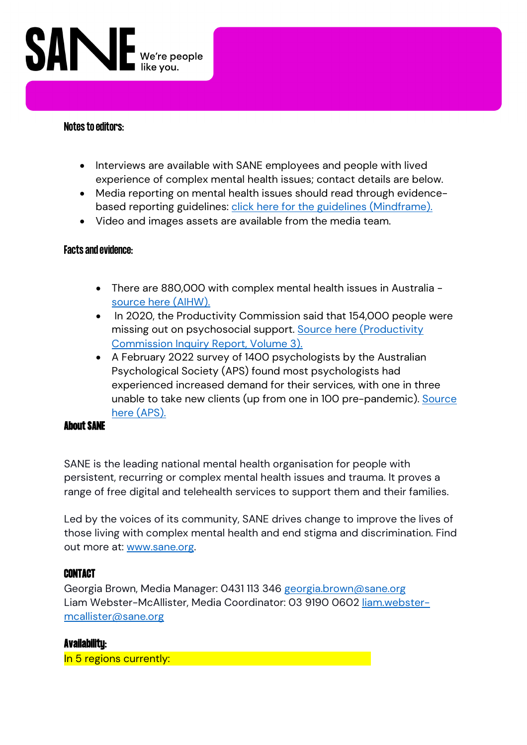**Notes to editors:**

- Interviews are available with SANE employees and people with lived experience of complex mental health issues; contact details are below.
- Media reporting on mental health issues should read through evidence-based reporting guidelines: [click here for the guidelines (Mindframe).]()
- Video and images assets are available from the media team.

**Facts and evidence:**

- There are 880,000 with complex mental health issues in Australia - [source here (AIHW).]()
- In 2020, the Productivity Commission said that 154,000 people were missing out on psychosocial support. [Source here (Productivity Commission Inquiry Report, Volume 3).]()
- A February 2022 survey of 1400 psychologists by the Australian Psychological Society (APS) found most psychologists had experienced increased demand for their services, with one in three unable to take new clients (up from one in 100 pre-pandemic). [Source here (APS).]()

**About SANE**

SANE is the leading national mental health organisation for people with persistent, recurring or complex mental health issues and trauma. It proves a range of free digital and telehealth services to support them and their families.

Led by the voices of its community, SANE drives change to improve the lives of those living with complex mental health and end stigma and discrimination. Find out more at: www.sane.org.

**CONTACT**

Georgia Brown, Media Manager: 0431 113 346 georgia.brown@sane.org
Liam Webster-McAllister, Media Coordinator: 03 9190 0602 liam.webster-mcallister@sane.org

**Availability:**

In 5 regions currently: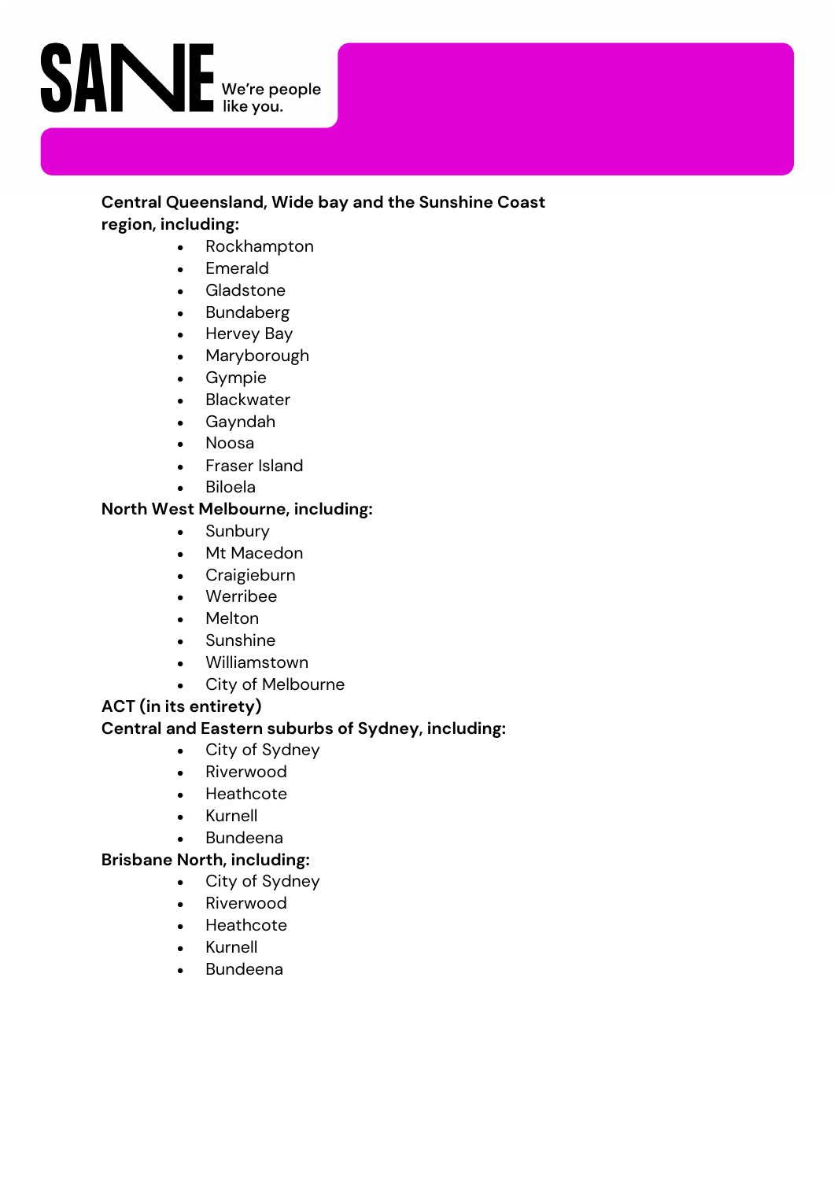**Central Queensland, Wide bay and the Sunshine Coast region, including:**

- Rockhampton
- Emerald
- Gladstone
- Bundaberg
- Hervey Bay
- Maryborough
- Gympie
- Blackwater
- Gayndah
- Noosa
- Fraser Island
- Biloela

**North West Melbourne, including:**

- Sunbury
- Mt Macedon
- Craigieburn
- Werribee
- Melton
- Sunshine
- Williamstown
- City of Melbourne

**ACT (in its entirety)**

**Central and Eastern suburbs of Sydney, including:**

- City of Sydney
- Riverwood
- Heathcote
- Kurnell
- Bundeena

**Brisbane North, including:**

- City of Sydney
- Riverwood
- Heathcote
- Kurnell
- Bundeena